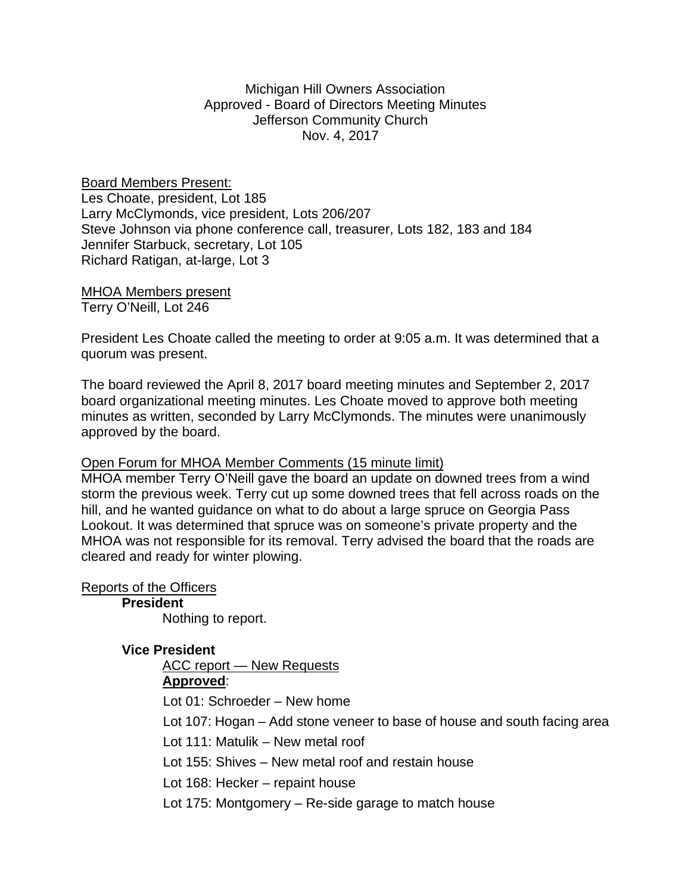Michigan Hill Owners Association
Approved - Board of Directors Meeting Minutes
Jefferson Community Church
Nov. 4, 2017

Board Members Present:
Les Choate, president, Lot 185
Larry McClymonds, vice president, Lots 206/207
Steve Johnson via phone conference call, treasurer, Lots 182, 183 and 184
Jennifer Starbuck, secretary, Lot 105
Richard Ratigan, at-large, Lot 3

MHOA Members present
Terry O'Neill, Lot 246

President Les Choate called the meeting to order at 9:05 a.m. It was determined that a quorum was present.

The board reviewed the April 8, 2017 board meeting minutes and September 2, 2017 board organizational meeting minutes. Les Choate moved to approve both meeting minutes as written, seconded by Larry McClymonds. The minutes were unanimously approved by the board.

Open Forum for MHOA Member Comments (15 minute limit)
MHOA member Terry O'Neill gave the board an update on downed trees from a wind storm the previous week. Terry cut up some downed trees that fell across roads on the hill, and he wanted guidance on what to do about a large spruce on Georgia Pass Lookout. It was determined that spruce was on someone's private property and the MHOA was not responsible for its removal. Terry advised the board that the roads are cleared and ready for winter plowing.

Reports of the Officers

**President**

Nothing to report.

**Vice President**

ACC report — New Requests

**Approved**:

Lot 01: Schroeder – New home

Lot 107: Hogan – Add stone veneer to base of house and south facing area

Lot 111: Matulik – New metal roof

Lot 155: Shives – New metal roof and restain house

Lot 168: Hecker – repaint house

Lot 175: Montgomery – Re-side garage to match house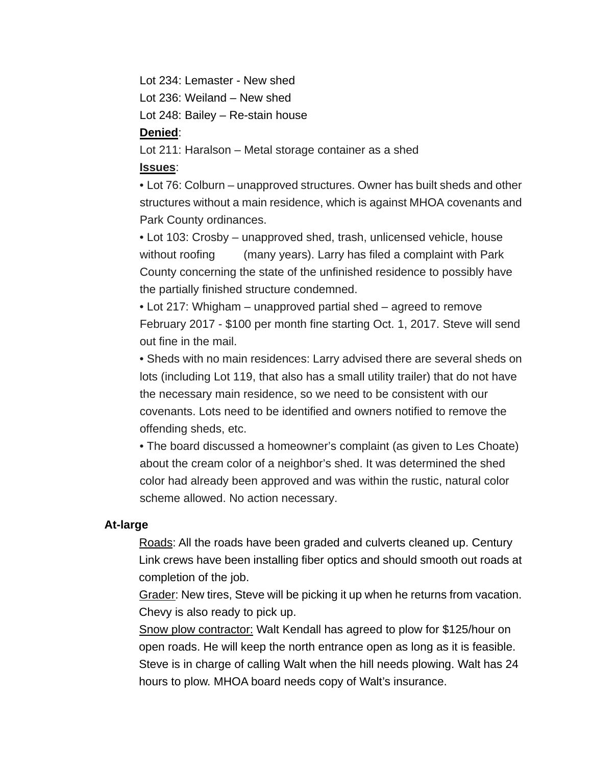Lot 234: Lemaster - New shed

Lot 236: Weiland – New shed

Lot 248: Bailey – Re-stain house

**Denied**:

Lot 211: Haralson – Metal storage container as a shed

**Issues**:

- Lot 76: Colburn – unapproved structures. Owner has built sheds and other structures without a main residence, which is against MHOA covenants and Park County ordinances.
- Lot 103: Crosby – unapproved shed, trash, unlicensed vehicle, house without roofing (many years). Larry has filed a complaint with Park County concerning the state of the unfinished residence to possibly have the partially finished structure condemned.
- Lot 217: Whigham – unapproved partial shed – agreed to remove February 2017 - $100 per month fine starting Oct. 1, 2017. Steve will send out fine in the mail.
- Sheds with no main residences: Larry advised there are several sheds on lots (including Lot 119, that also has a small utility trailer) that do not have the necessary main residence, so we need to be consistent with our covenants. Lots need to be identified and owners notified to remove the offending sheds, etc.
- The board discussed a homeowner's complaint (as given to Les Choate) about the cream color of a neighbor's shed. It was determined the shed color had already been approved and was within the rustic, natural color scheme allowed. No action necessary.

**At-large**

Roads: All the roads have been graded and culverts cleaned up. Century Link crews have been installing fiber optics and should smooth out roads at completion of the job.

Grader: New tires, Steve will be picking it up when he returns from vacation. Chevy is also ready to pick up.

Snow plow contractor: Walt Kendall has agreed to plow for $125/hour on open roads. He will keep the north entrance open as long as it is feasible. Steve is in charge of calling Walt when the hill needs plowing. Walt has 24 hours to plow. MHOA board needs copy of Walt's insurance.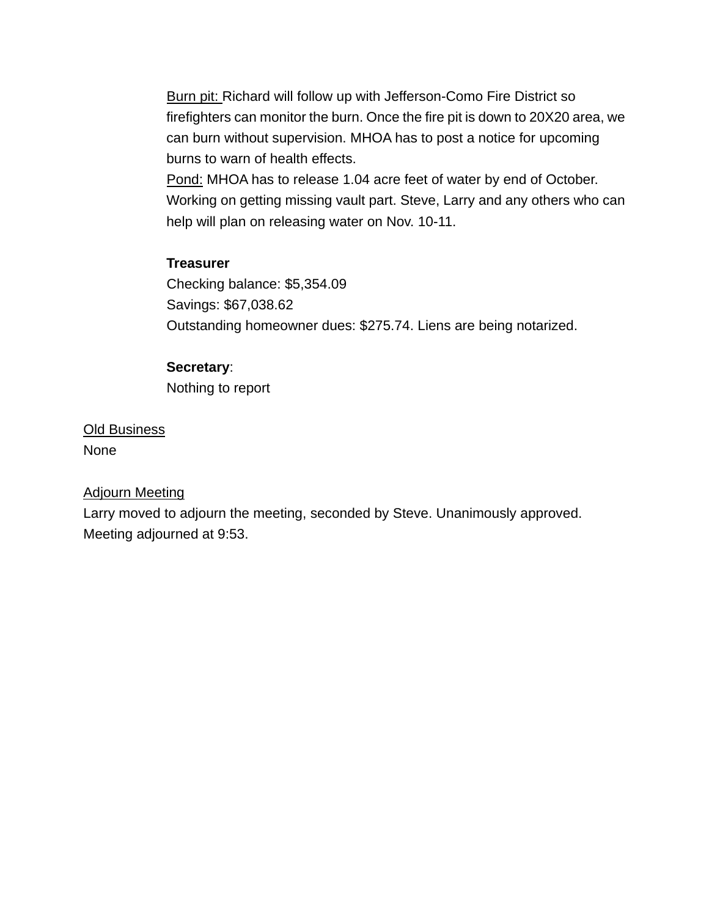Burn pit: Richard will follow up with Jefferson-Como Fire District so firefighters can monitor the burn. Once the fire pit is down to 20X20 area, we can burn without supervision. MHOA has to post a notice for upcoming burns to warn of health effects.

Pond: MHOA has to release 1.04 acre feet of water by end of October. Working on getting missing vault part. Steve, Larry and any others who can help will plan on releasing water on Nov. 10-11.

**Treasurer**

Checking balance: $5,354.09

Savings: $67,038.62

Outstanding homeowner dues: $275.74. Liens are being notarized.

**Secretary**:

Nothing to report

Old Business

None

Adjourn Meeting

Larry moved to adjourn the meeting, seconded by Steve. Unanimously approved. Meeting adjourned at 9:53.